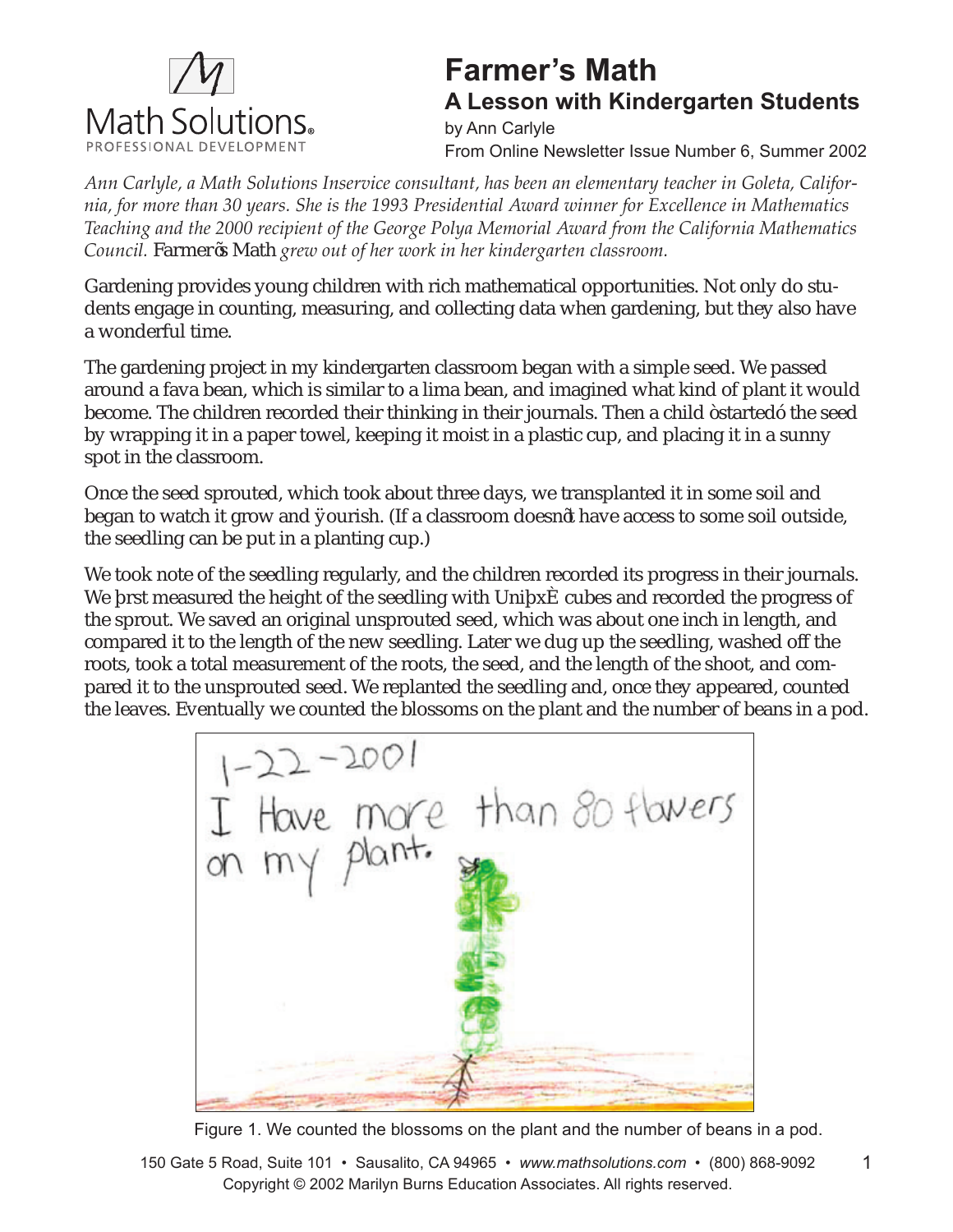Math Solutions®
PROFESSIONAL DEVELOPMENT

# Farmer's Math

## A Lesson with Kindergarten Students

by Ann Carlyle

From Online Newsletter Issue Number 6, Summer 2002

*Ann Carlyle, a Math Solutions Inservice consultant, has been an elementary teacher in Goleta, California, for more than 30 years. She is the 1993 Presidential Award winner for Excellence in Mathematics Teaching and the 2000 recipient of the George Polya Memorial Award from the California Mathematics Council.* Farmer's Math *grew out of her work in her kindergarten classroom.*

Gardening provides young children with rich mathematical opportunities. Not only do students engage in counting, measuring, and collecting data when gardening, but they also have a wonderful time.

The gardening project in my kindergarten classroom began with a simple seed. We passed around a fava bean, which is similar to a lima bean, and imagined what kind of plant it would become. The children recorded their thinking in their journals. Then a child "started" the seed by wrapping it in a paper towel, keeping it moist in a plastic cup, and placing it in a sunny spot in the classroom.

Once the seed sprouted, which took about three days, we transplanted it in some soil and began to watch it grow and flourish. (If a classroom doesn't have access to some soil outside, the seedling can be put in a planting cup.)

We took note of the seedling regularly, and the children recorded its progress in their journals. We first measured the height of the seedling with Unifix® cubes and recorded the progress of the sprout. We saved an original unsprouted seed, which was about one inch in length, and compared it to the length of the new seedling. Later we dug up the seedling, washed off the roots, took a total measurement of the roots, the seed, and the length of the shoot, and compared it to the unsprouted seed. We replanted the seedling and, once they appeared, counted the leaves. Eventually we counted the blossoms on the plant and the number of beans in a pod.

1-22-2001
I Have more than 80 flowers on my plant.

Figure 1. We counted the blossoms on the plant and the number of beans in a pod.

150 Gate 5 Road, Suite 101 • Sausalito, CA 94965 • *www.mathsolutions.com* • (800) 868-9092
Copyright © 2002 Marilyn Burns Education Associates. All rights reserved.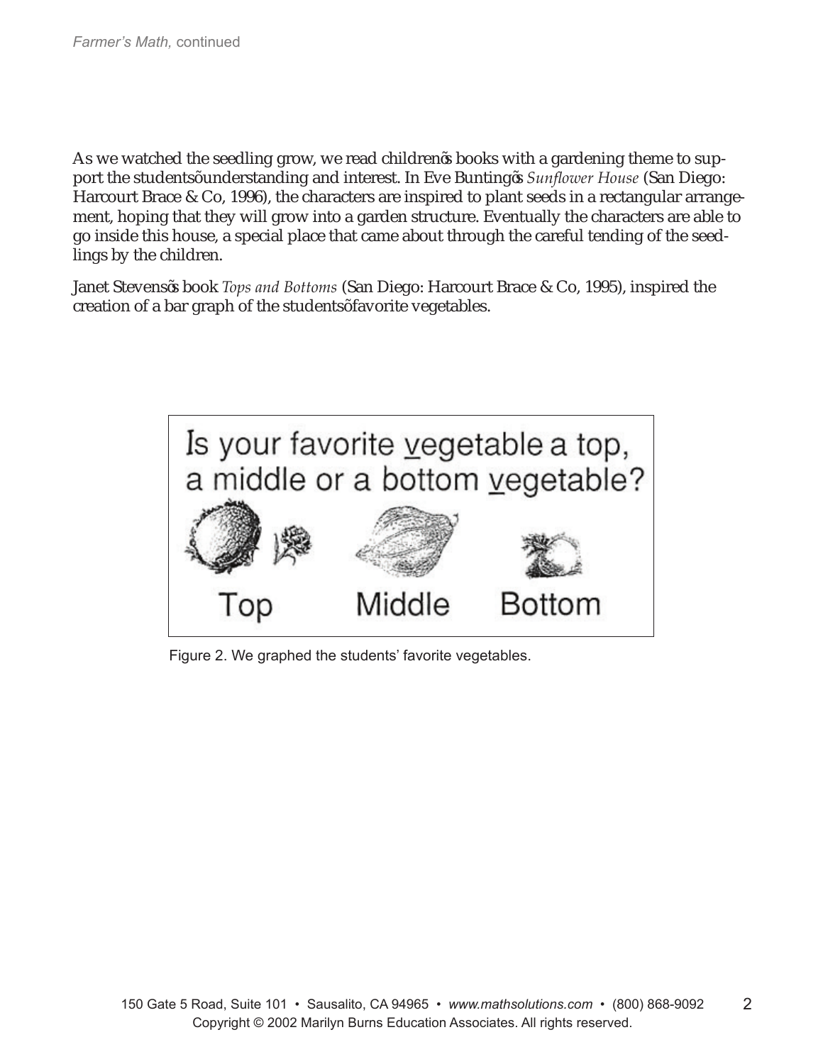As we watched the seedling grow, we read childrenõs books with a gardening theme to support the studentsõunderstanding and interest. In Eve Buntingõs *Sunflower House* (San Diego: Harcourt Brace & Co, 1996), the characters are inspired to plant seeds in a rectangular arrangement, hoping that they will grow into a garden structure. Eventually the characters are able to go inside this house, a special place that came about through the careful tending of the seedlings by the children.

Janet Stevensõs book *Tops and Bottoms* (San Diego: Harcourt Brace & Co, 1995), inspired the creation of a bar graph of the studentsõfavorite vegetables.

Is your favorite vegetable a top, a middle or a bottom vegetable?

Top

Middle

Bottom

Figure 2. We graphed the students' favorite vegetables.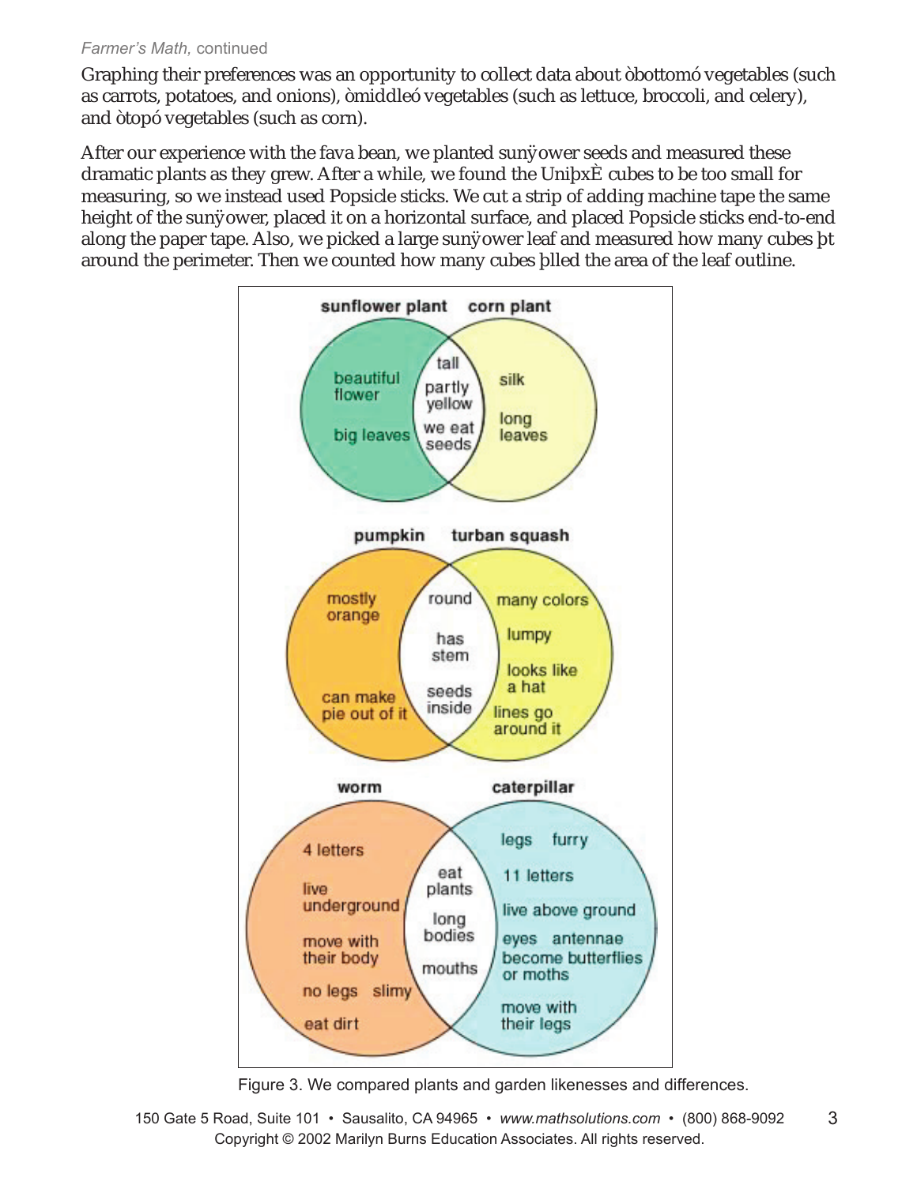*Farmer's Math,* continued

Graphing their preferences was an opportunity to collect data about òbottomó vegetables (such as carrots, potatoes, and onions), òmiddleó vegetables (such as lettuce, broccoli, and celery), and òtopó vegetables (such as corn).

After our experience with the fava bean, we planted sunÿower seeds and measured these dramatic plants as they grew. After a while, we found the UniþxÈ cubes to be too small for measuring, so we instead used Popsicle sticks. We cut a strip of adding machine tape the same height of the sunÿower, placed it on a horizontal surface, and placed Popsicle sticks end-to-end along the paper tape. Also, we picked a large sunÿower leaf and measured how many cubes þt around the perimeter. Then we counted how many cubes þlled the area of the leaf outline.

sunflower plant
corn plant
beautiful flower
big leaves
tall
partly yellow
we eat seeds
silk
long leaves

pumpkin
turban squash
mostly orange
can make pie out of it
round
has stem
seeds inside
many colors
lumpy
looks like a hat
lines go around it

worm
caterpillar
4 letters
live underground
move with their body
no legs
slimy
eat dirt
eat plants
long bodies
mouths
legs
furry
11 letters
live above ground
eyes
antennae
become butterflies or moths
move with their legs

Figure 3. We compared plants and garden likenesses and differences.

150 Gate 5 Road, Suite 101 • Sausalito, CA 94965 • *www.mathsolutions.com* • (800) 868-9092
Copyright © 2002 Marilyn Burns Education Associates. All rights reserved.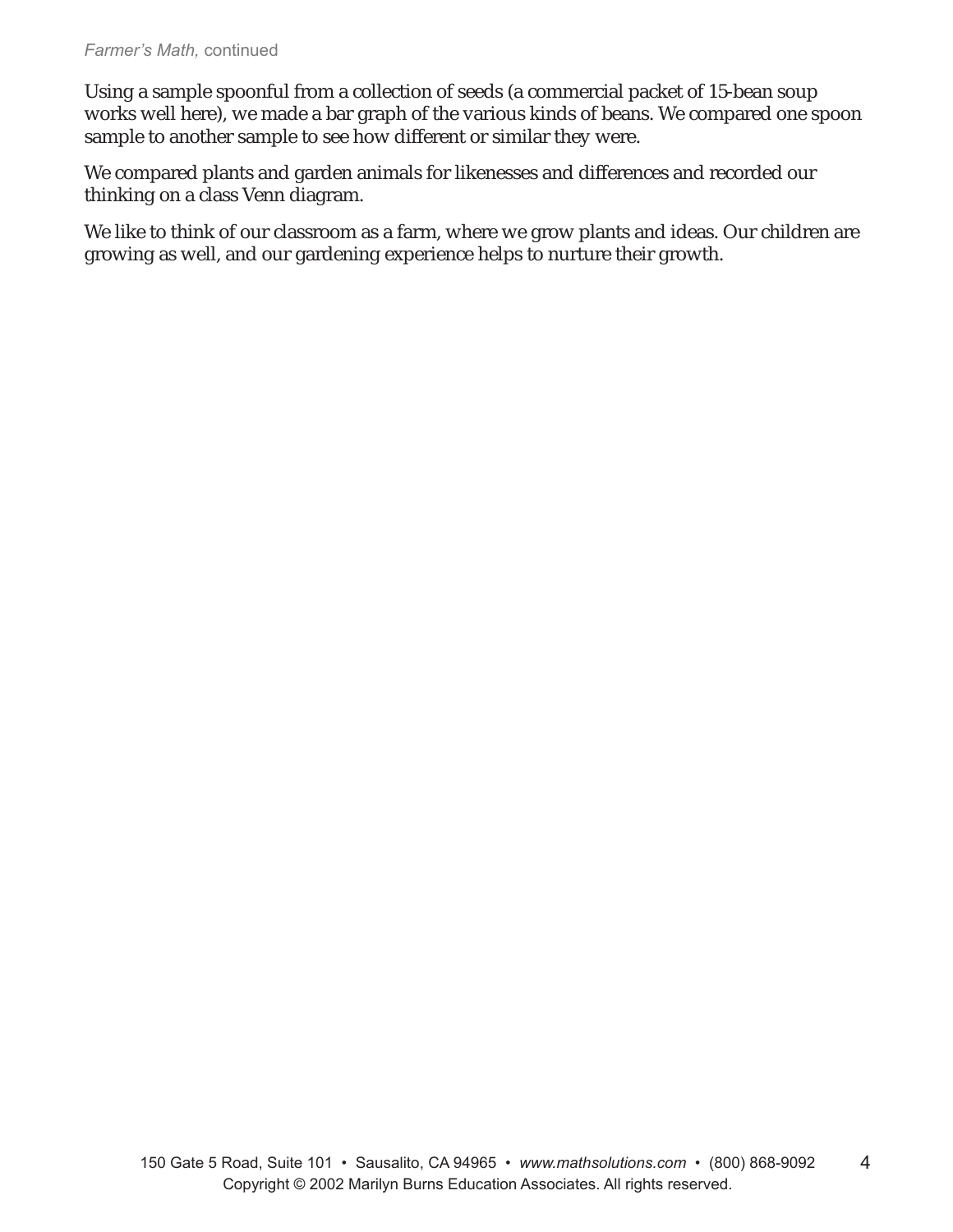Using a sample spoonful from a collection of seeds (a commercial packet of 15-bean soup works well here), we made a bar graph of the various kinds of beans. We compared one spoon sample to another sample to see how different or similar they were.

We compared plants and garden animals for likenesses and differences and recorded our thinking on a class Venn diagram.

We like to think of our classroom as a farm, where we grow plants and ideas. Our children are growing as well, and our gardening experience helps to nurture their growth.